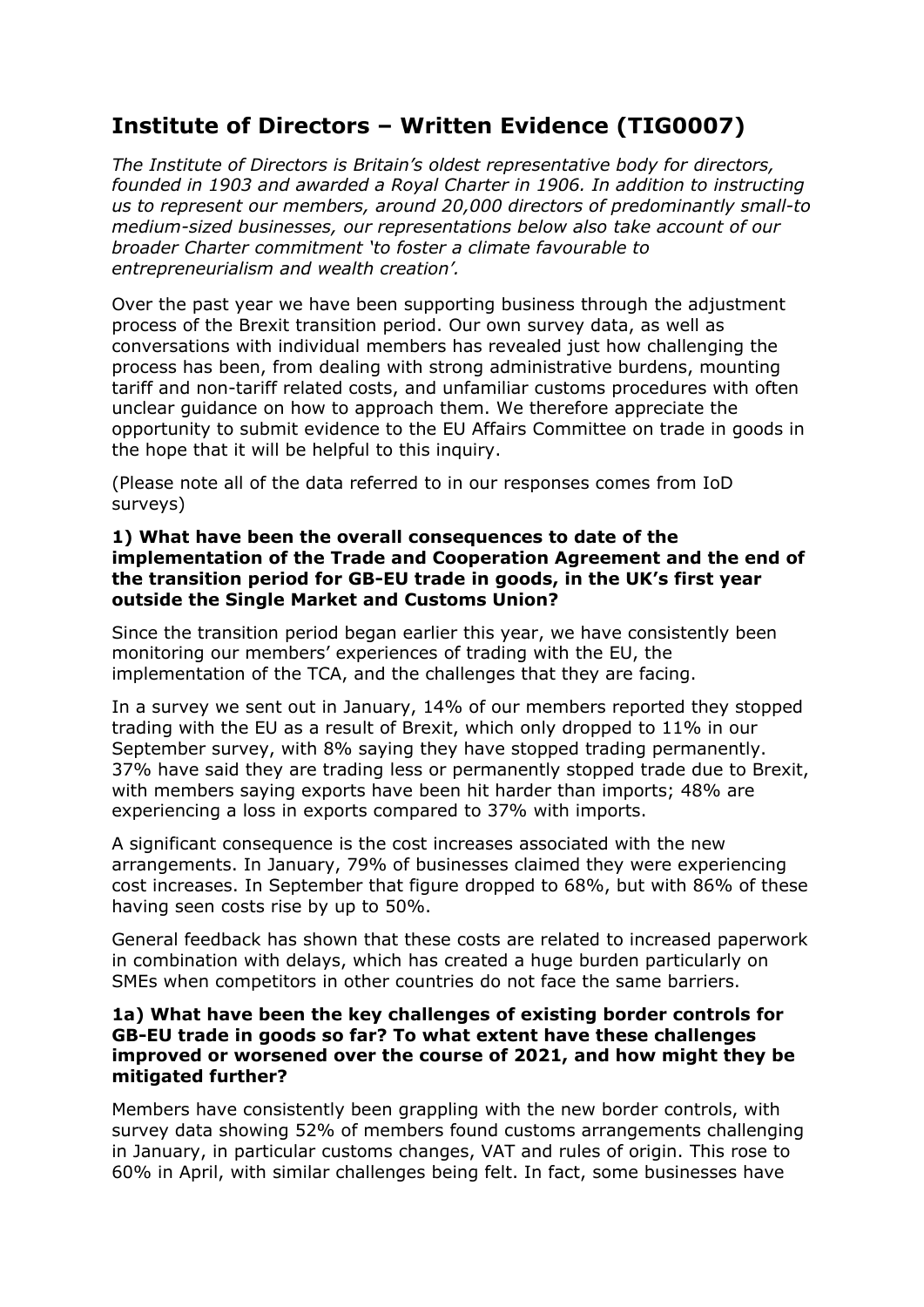# Institute of Directors – Written Evidence (TIG0007)

*The Institute of Directors is Britain's oldest representative body for directors, founded in 1903 and awarded a Royal Charter in 1906. In addition to instructing us to represent our members, around 20,000 directors of predominantly small-to medium-sized businesses, our representations below also take account of our broader Charter commitment 'to foster a climate favourable to entrepreneurialism and wealth creation'.*

Over the past year we have been supporting business through the adjustment process of the Brexit transition period. Our own survey data, as well as conversations with individual members has revealed just how challenging the process has been, from dealing with strong administrative burdens, mounting tariff and non-tariff related costs, and unfamiliar customs procedures with often unclear guidance on how to approach them. We therefore appreciate the opportunity to submit evidence to the EU Affairs Committee on trade in goods in the hope that it will be helpful to this inquiry.

(Please note all of the data referred to in our responses comes from IoD surveys)

**1) What have been the overall consequences to date of the implementation of the Trade and Cooperation Agreement and the end of the transition period for GB-EU trade in goods, in the UK's first year outside the Single Market and Customs Union?**

Since the transition period began earlier this year, we have consistently been monitoring our members' experiences of trading with the EU, the implementation of the TCA, and the challenges that they are facing.

In a survey we sent out in January, 14% of our members reported they stopped trading with the EU as a result of Brexit, which only dropped to 11% in our September survey, with 8% saying they have stopped trading permanently. 37% have said they are trading less or permanently stopped trade due to Brexit, with members saying exports have been hit harder than imports; 48% are experiencing a loss in exports compared to 37% with imports.

A significant consequence is the cost increases associated with the new arrangements. In January, 79% of businesses claimed they were experiencing cost increases. In September that figure dropped to 68%, but with 86% of these having seen costs rise by up to 50%.

General feedback has shown that these costs are related to increased paperwork in combination with delays, which has created a huge burden particularly on SMEs when competitors in other countries do not face the same barriers.

**1a) What have been the key challenges of existing border controls for GB-EU trade in goods so far? To what extent have these challenges improved or worsened over the course of 2021, and how might they be mitigated further?**

Members have consistently been grappling with the new border controls, with survey data showing 52% of members found customs arrangements challenging in January, in particular customs changes, VAT and rules of origin. This rose to 60% in April, with similar challenges being felt. In fact, some businesses have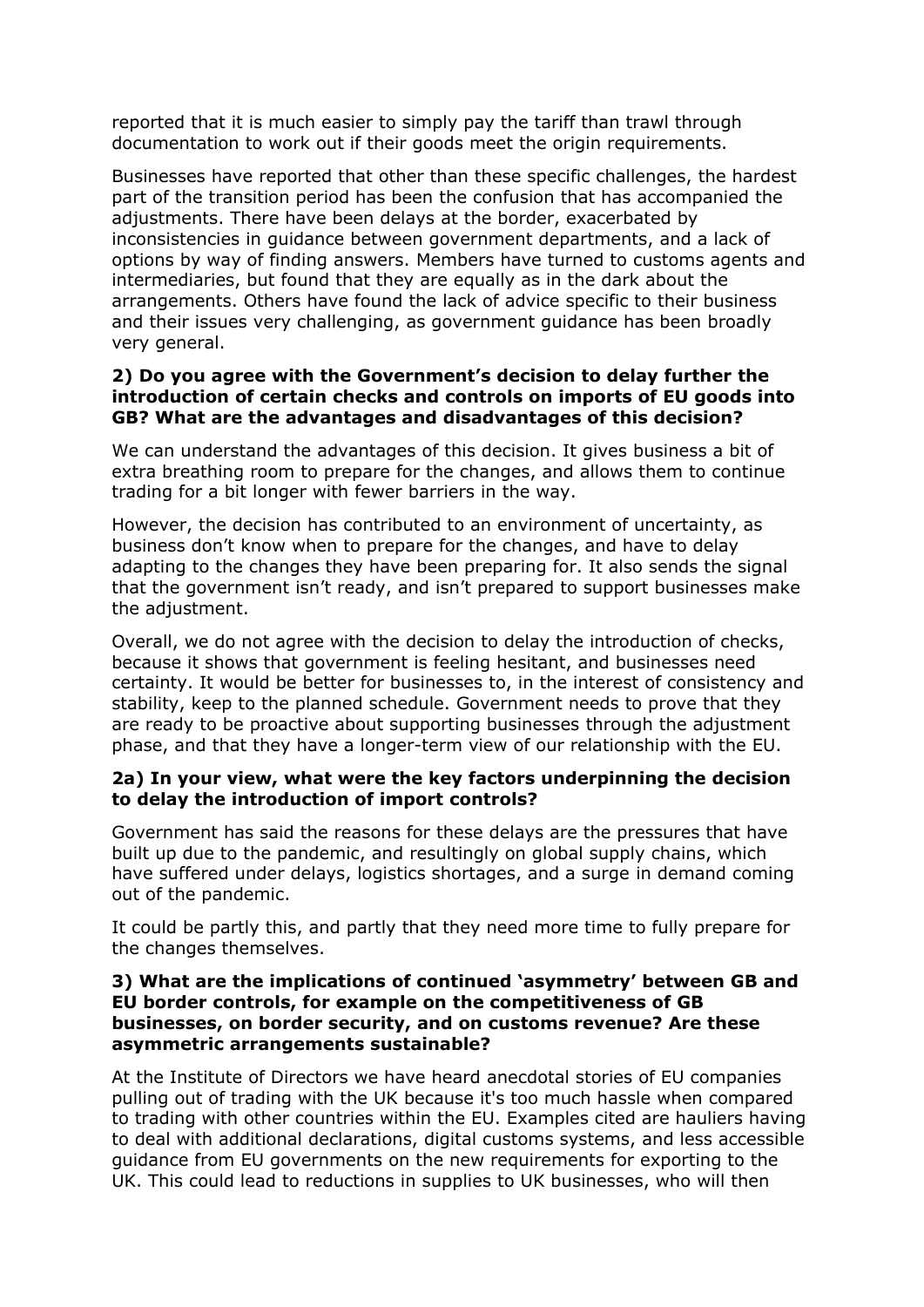reported that it is much easier to simply pay the tariff than trawl through documentation to work out if their goods meet the origin requirements.

Businesses have reported that other than these specific challenges, the hardest part of the transition period has been the confusion that has accompanied the adjustments. There have been delays at the border, exacerbated by inconsistencies in guidance between government departments, and a lack of options by way of finding answers. Members have turned to customs agents and intermediaries, but found that they are equally as in the dark about the arrangements. Others have found the lack of advice specific to their business and their issues very challenging, as government guidance has been broadly very general.

**2) Do you agree with the Government's decision to delay further the introduction of certain checks and controls on imports of EU goods into GB? What are the advantages and disadvantages of this decision?**

We can understand the advantages of this decision. It gives business a bit of extra breathing room to prepare for the changes, and allows them to continue trading for a bit longer with fewer barriers in the way.

However, the decision has contributed to an environment of uncertainty, as business don't know when to prepare for the changes, and have to delay adapting to the changes they have been preparing for. It also sends the signal that the government isn't ready, and isn't prepared to support businesses make the adjustment.

Overall, we do not agree with the decision to delay the introduction of checks, because it shows that government is feeling hesitant, and businesses need certainty. It would be better for businesses to, in the interest of consistency and stability, keep to the planned schedule. Government needs to prove that they are ready to be proactive about supporting businesses through the adjustment phase, and that they have a longer-term view of our relationship with the EU.

**2a) In your view, what were the key factors underpinning the decision to delay the introduction of import controls?**

Government has said the reasons for these delays are the pressures that have built up due to the pandemic, and resultingly on global supply chains, which have suffered under delays, logistics shortages, and a surge in demand coming out of the pandemic.

It could be partly this, and partly that they need more time to fully prepare for the changes themselves.

**3) What are the implications of continued 'asymmetry' between GB and EU border controls, for example on the competitiveness of GB businesses, on border security, and on customs revenue? Are these asymmetric arrangements sustainable?**

At the Institute of Directors we have heard anecdotal stories of EU companies pulling out of trading with the UK because it's too much hassle when compared to trading with other countries within the EU. Examples cited are hauliers having to deal with additional declarations, digital customs systems, and less accessible guidance from EU governments on the new requirements for exporting to the UK. This could lead to reductions in supplies to UK businesses, who will then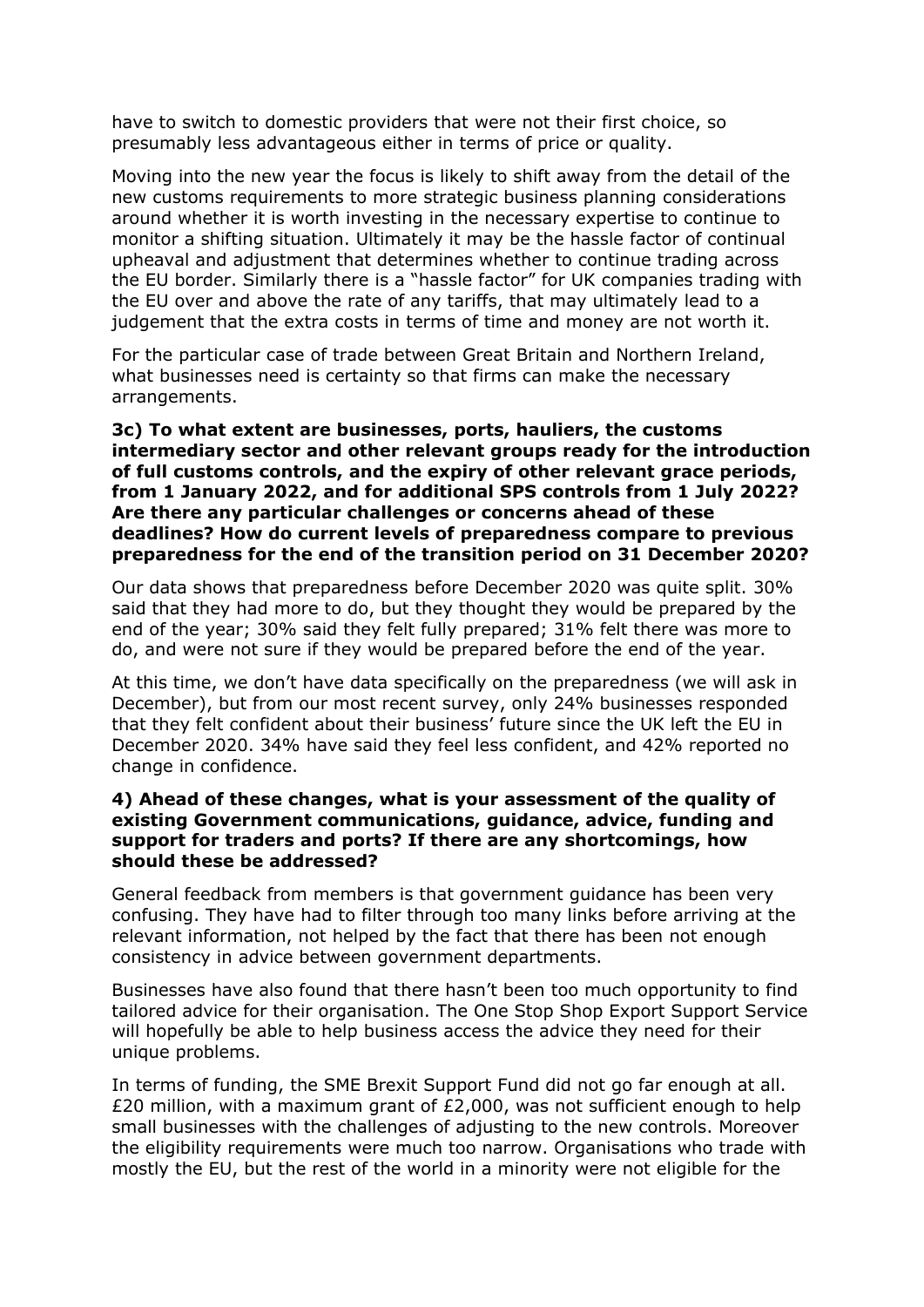have to switch to domestic providers that were not their first choice, so presumably less advantageous either in terms of price or quality.

Moving into the new year the focus is likely to shift away from the detail of the new customs requirements to more strategic business planning considerations around whether it is worth investing in the necessary expertise to continue to monitor a shifting situation. Ultimately it may be the hassle factor of continual upheaval and adjustment that determines whether to continue trading across the EU border. Similarly there is a "hassle factor" for UK companies trading with the EU over and above the rate of any tariffs, that may ultimately lead to a judgement that the extra costs in terms of time and money are not worth it.

For the particular case of trade between Great Britain and Northern Ireland, what businesses need is certainty so that firms can make the necessary arrangements.

**3c) To what extent are businesses, ports, hauliers, the customs intermediary sector and other relevant groups ready for the introduction of full customs controls, and the expiry of other relevant grace periods, from 1 January 2022, and for additional SPS controls from 1 July 2022? Are there any particular challenges or concerns ahead of these deadlines? How do current levels of preparedness compare to previous preparedness for the end of the transition period on 31 December 2020?**

Our data shows that preparedness before December 2020 was quite split. 30% said that they had more to do, but they thought they would be prepared by the end of the year; 30% said they felt fully prepared; 31% felt there was more to do, and were not sure if they would be prepared before the end of the year.

At this time, we don't have data specifically on the preparedness (we will ask in December), but from our most recent survey, only 24% businesses responded that they felt confident about their business' future since the UK left the EU in December 2020. 34% have said they feel less confident, and 42% reported no change in confidence.

**4) Ahead of these changes, what is your assessment of the quality of existing Government communications, guidance, advice, funding and support for traders and ports? If there are any shortcomings, how should these be addressed?**

General feedback from members is that government guidance has been very confusing. They have had to filter through too many links before arriving at the relevant information, not helped by the fact that there has been not enough consistency in advice between government departments.

Businesses have also found that there hasn't been too much opportunity to find tailored advice for their organisation. The One Stop Shop Export Support Service will hopefully be able to help business access the advice they need for their unique problems.

In terms of funding, the SME Brexit Support Fund did not go far enough at all. £20 million, with a maximum grant of £2,000, was not sufficient enough to help small businesses with the challenges of adjusting to the new controls. Moreover the eligibility requirements were much too narrow. Organisations who trade with mostly the EU, but the rest of the world in a minority were not eligible for the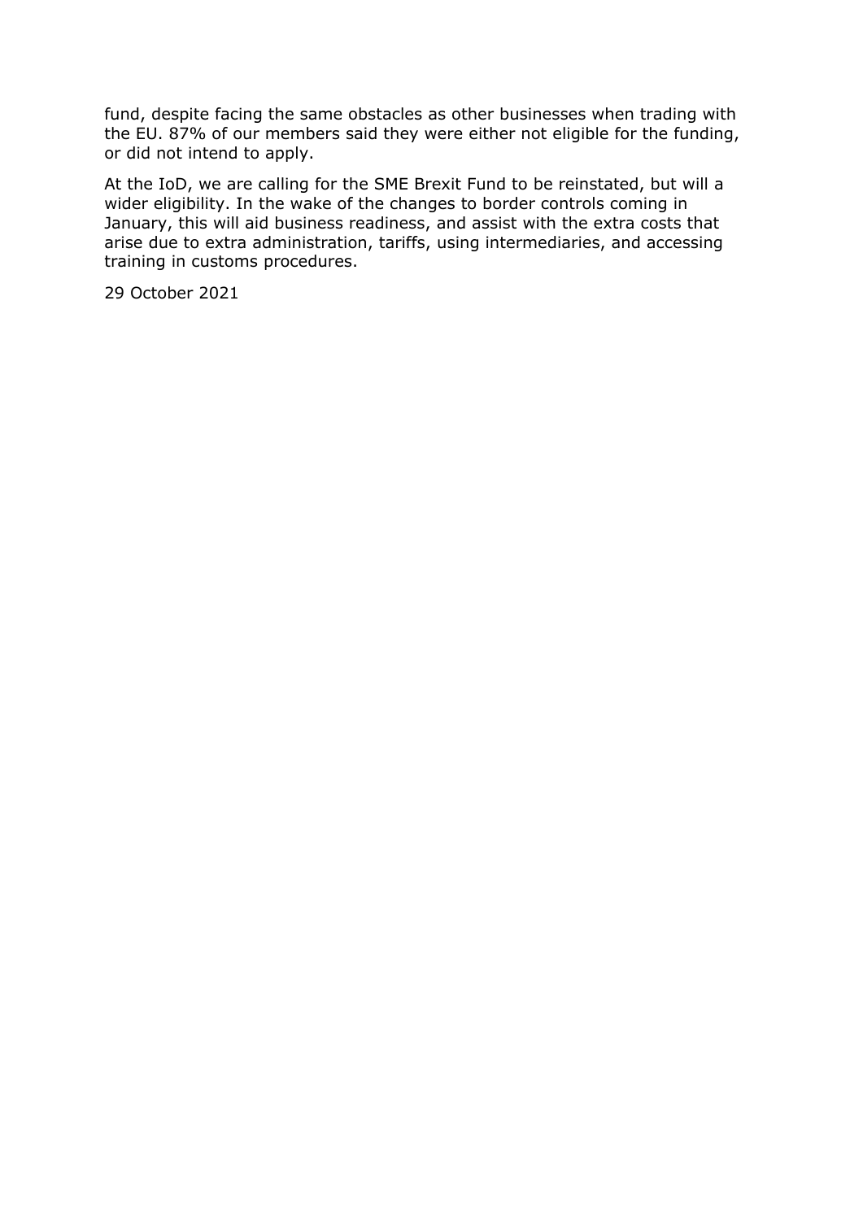fund, despite facing the same obstacles as other businesses when trading with the EU. 87% of our members said they were either not eligible for the funding, or did not intend to apply.

At the IoD, we are calling for the SME Brexit Fund to be reinstated, but will a wider eligibility. In the wake of the changes to border controls coming in January, this will aid business readiness, and assist with the extra costs that arise due to extra administration, tariffs, using intermediaries, and accessing training in customs procedures.

29 October 2021